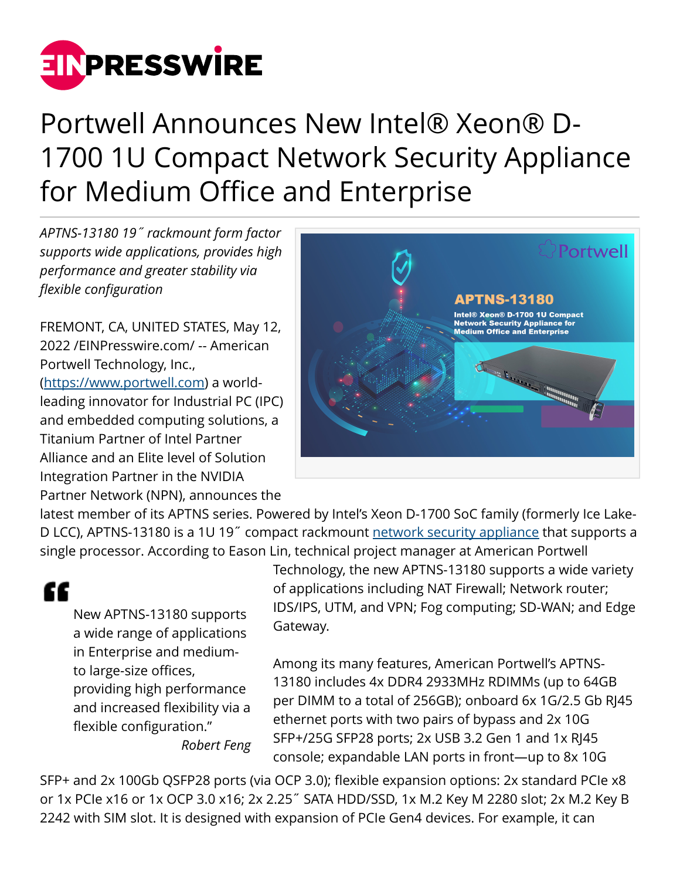# Portwell Announces New Intel® Xeon® D-1700 1U Compact Network Security Appliance for Medium Office and Enterprise

*APTNS-13180 19˝ rackmount form factor supports wide applications, provides high performance and greater stability via flexible configuration*

FREMONT, CA, UNITED STATES, May 12, 2022 /EINPresswire.com/ -- American Portwell Technology, Inc., ([https://www.portwell.com](https://www.portwell.com)) a world-leading innovator for Industrial PC (IPC) and embedded computing solutions, a Titanium Partner of Intel Partner Alliance and an Elite level of Solution Integration Partner in the NVIDIA Partner Network (NPN), announces the latest member of its APTNS series. Powered by Intel's Xeon D-1700 SoC family (formerly Ice Lake-D LCC), APTNS-13180 is a 1U 19˝ compact rackmount network security appliance that supports a single processor. According to Eason Lin, technical project manager at American Portwell Technology, the new APTNS-13180 supports a wide variety of applications including NAT Firewall; Network router; IDS/IPS, UTM, and VPN; Fog computing; SD-WAN; and Edge Gateway.

> New APTNS-13180 supports a wide range of applications in Enterprise and medium- to large-size offices, providing high performance and increased flexibility via a flexible configuration."
>
> *Robert Feng*

Among its many features, American Portwell's APTNS-13180 includes 4x DDR4 2933MHz RDIMMs (up to 64GB per DIMM to a total of 256GB); onboard 6x 1G/2.5 Gb RJ45 ethernet ports with two pairs of bypass and 2x 10G SFP+/25G SFP28 ports; 2x USB 3.2 Gen 1 and 1x RJ45 console; expandable LAN ports in front—up to 8x 10G SFP+ and 2x 100Gb QSFP28 ports (via OCP 3.0); flexible expansion options: 2x standard PCIe x8 or 1x PCIe x16 or 1x OCP 3.0 x16; 2x 2.25˝ SATA HDD/SSD, 1x M.2 Key M 2280 slot; 2x M.2 Key B 2242 with SIM slot. It is designed with expansion of PCIe Gen4 devices. For example, it can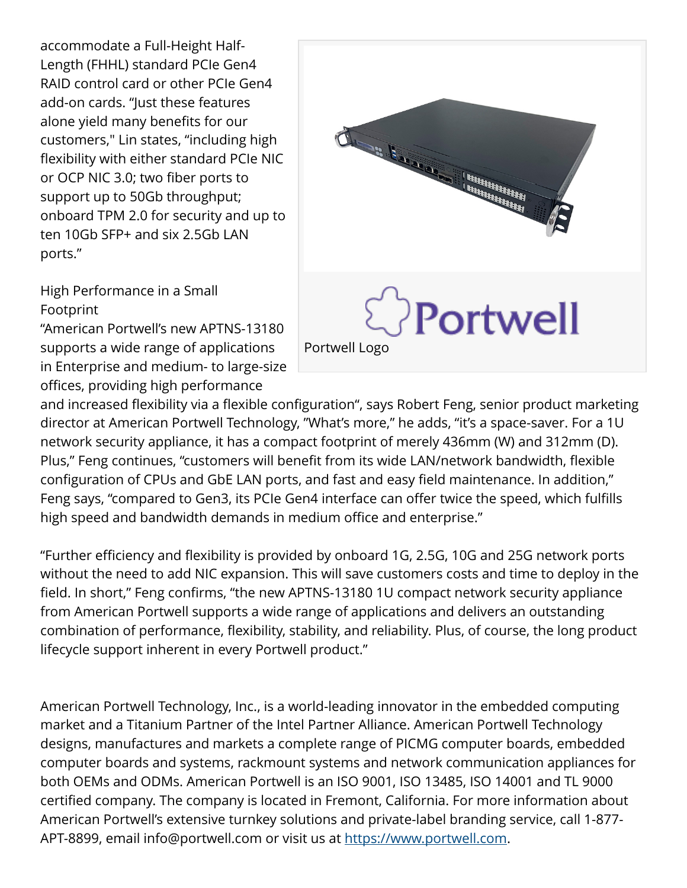accommodate a Full-Height Half-Length (FHHL) standard PCIe Gen4 RAID control card or other PCIe Gen4 add-on cards. "Just these features alone yield many benefits for our customers," Lin states, "including high flexibility with either standard PCIe NIC or OCP NIC 3.0; two fiber ports to support up to 50Gb throughput; onboard TPM 2.0 for security and up to ten 10Gb SFP+ and six 2.5Gb LAN ports."

Portwell Logo

High Performance in a Small Footprint

"American Portwell's new APTNS-13180 supports a wide range of applications in Enterprise and medium- to large-size offices, providing high performance and increased flexibility via a flexible configuration", says Robert Feng, senior product marketing director at American Portwell Technology, "What's more," he adds, "it's a space-saver. For a 1U network security appliance, it has a compact footprint of merely 436mm (W) and 312mm (D). Plus," Feng continues, "customers will benefit from its wide LAN/network bandwidth, flexible configuration of CPUs and GbE LAN ports, and fast and easy field maintenance. In addition," Feng says, "compared to Gen3, its PCIe Gen4 interface can offer twice the speed, which fulfills high speed and bandwidth demands in medium office and enterprise."

"Further efficiency and flexibility is provided by onboard 1G, 2.5G, 10G and 25G network ports without the need to add NIC expansion. This will save customers costs and time to deploy in the field. In short," Feng confirms, "the new APTNS-13180 1U compact network security appliance from American Portwell supports a wide range of applications and delivers an outstanding combination of performance, flexibility, stability, and reliability. Plus, of course, the long product lifecycle support inherent in every Portwell product."

American Portwell Technology, Inc., is a world-leading innovator in the embedded computing market and a Titanium Partner of the Intel Partner Alliance. American Portwell Technology designs, manufactures and markets a complete range of PICMG computer boards, embedded computer boards and systems, rackmount systems and network communication appliances for both OEMs and ODMs. American Portwell is an ISO 9001, ISO 13485, ISO 14001 and TL 9000 certified company. The company is located in Fremont, California. For more information about American Portwell's extensive turnkey solutions and private-label branding service, call 1-877-APT-8899, email info@portwell.com or visit us at [https://www.portwell.com](https://www.portwell.com).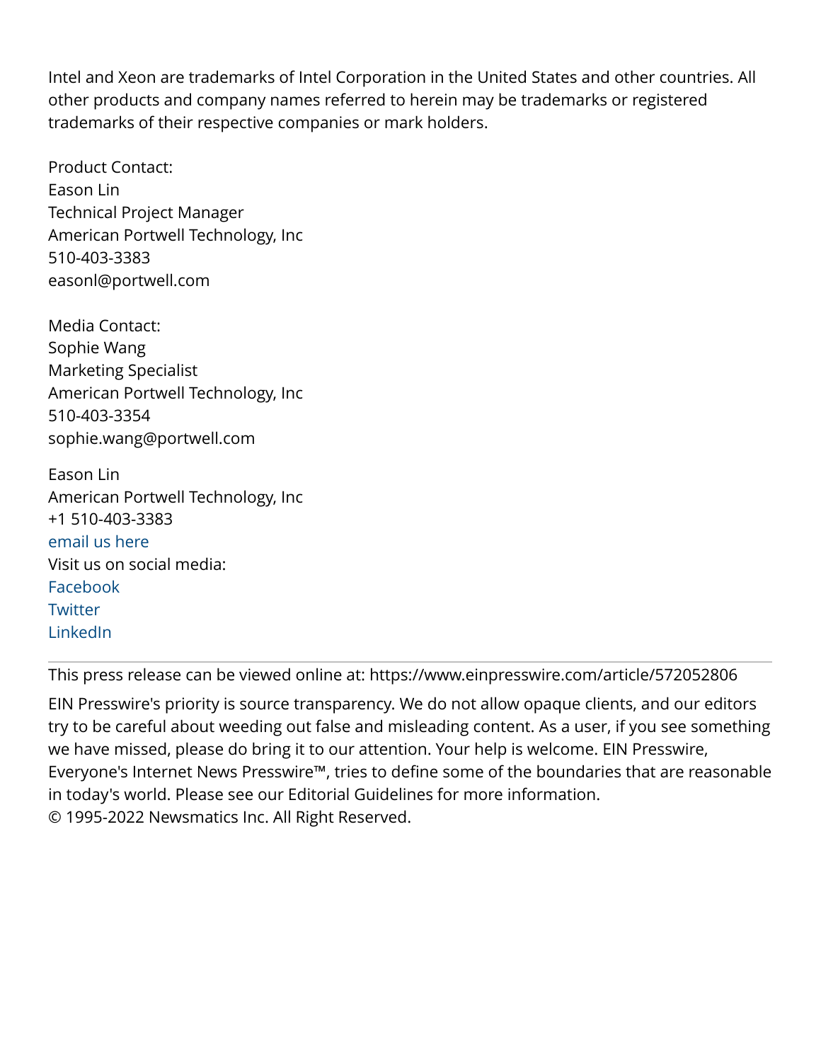Intel and Xeon are trademarks of Intel Corporation in the United States and other countries. All other products and company names referred to herein may be trademarks or registered trademarks of their respective companies or mark holders.

Product Contact:
Eason Lin
Technical Project Manager
American Portwell Technology, Inc
510-403-3383
easonl@portwell.com

Media Contact:
Sophie Wang
Marketing Specialist
American Portwell Technology, Inc
510-403-3354
sophie.wang@portwell.com

Eason Lin
American Portwell Technology, Inc
+1 510-403-3383
email us here
Visit us on social media:
Facebook
Twitter
LinkedIn

---

This press release can be viewed online at: https://www.einpresswire.com/article/572052806

EIN Presswire's priority is source transparency. We do not allow opaque clients, and our editors try to be careful about weeding out false and misleading content. As a user, if you see something we have missed, please do bring it to our attention. Your help is welcome. EIN Presswire, Everyone's Internet News Presswire™, tries to define some of the boundaries that are reasonable in today's world. Please see our Editorial Guidelines for more information.
© 1995-2022 Newsmatics Inc. All Right Reserved.